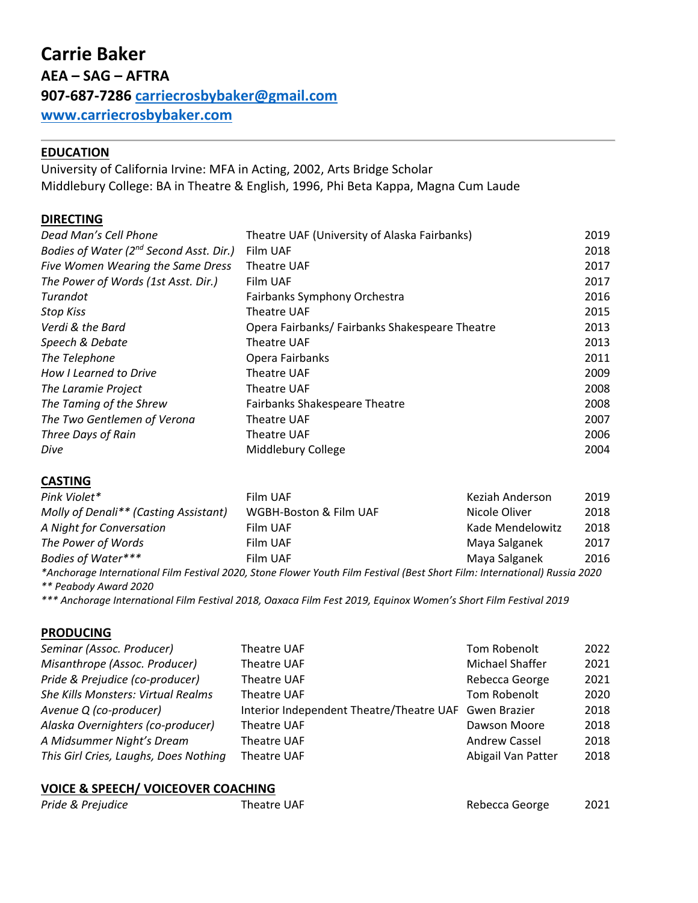# Carrie Baker

**AEA – SAG – AFTRA**

**907-687-7286 [carriecrosbybaker@gmail.com](mailto:carriecrosbybaker@gmail.com)**

**[www.carriecrosbybaker.com](http://www.carriecrosbybaker.com)**

---

## EDUCATION

University of California Irvine: MFA in Acting, 2002, Arts Bridge Scholar
Middlebury College: BA in Theatre & English, 1996, Phi Beta Kappa, Magna Cum Laude

## DIRECTING

| | | |
|---|---|---|
| *Dead Man's Cell Phone* | Theatre UAF (University of Alaska Fairbanks) | 2019 |
| *Bodies of Water (2nd Second Asst. Dir.)* | Film UAF | 2018 |
| *Five Women Wearing the Same Dress* | Theatre UAF | 2017 |
| *The Power of Words (1st Asst. Dir.)* | Film UAF | 2017 |
| *Turandot* | Fairbanks Symphony Orchestra | 2016 |
| *Stop Kiss* | Theatre UAF | 2015 |
| *Verdi & the Bard* | Opera Fairbanks/ Fairbanks Shakespeare Theatre | 2013 |
| *Speech & Debate* | Theatre UAF | 2013 |
| *The Telephone* | Opera Fairbanks | 2011 |
| *How I Learned to Drive* | Theatre UAF | 2009 |
| *The Laramie Project* | Theatre UAF | 2008 |
| *The Taming of the Shrew* | Fairbanks Shakespeare Theatre | 2008 |
| *The Two Gentlemen of Verona* | Theatre UAF | 2007 |
| *Three Days of Rain* | Theatre UAF | 2006 |
| *Dive* | Middlebury College | 2004 |

## CASTING

| | | | |
|---|---|---|---|
| *Pink Violet** | Film UAF | Keziah Anderson | 2019 |
| *Molly of Denali** (Casting Assistant)* | WGBH-Boston & Film UAF | Nicole Oliver | 2018 |
| *A Night for Conversation* | Film UAF | Kade Mendelowitz | 2018 |
| *The Power of Words* | Film UAF | Maya Salganek | 2017 |
| *Bodies of Water**** | Film UAF | Maya Salganek | 2016 |

*\*Anchorage International Film Festival 2020, Stone Flower Youth Film Festival (Best Short Film: International) Russia 2020*
*\*\* Peabody Award 2020*
*\*\*\* Anchorage International Film Festival 2018, Oaxaca Film Fest 2019, Equinox Women's Short Film Festival 2019*

## PRODUCING

| | | | |
|---|---|---|---|
| *Seminar (Assoc. Producer)* | Theatre UAF | Tom Robenolt | 2022 |
| *Misanthrope (Assoc. Producer)* | Theatre UAF | Michael Shaffer | 2021 |
| *Pride & Prejudice (co-producer)* | Theatre UAF | Rebecca George | 2021 |
| *She Kills Monsters: Virtual Realms* | Theatre UAF | Tom Robenolt | 2020 |
| *Avenue Q (co-producer)* | Interior Independent Theatre/Theatre UAF | Gwen Brazier | 2018 |
| *Alaska Overnighters (co-producer)* | Theatre UAF | Dawson Moore | 2018 |
| *A Midsummer Night's Dream* | Theatre UAF | Andrew Cassel | 2018 |
| *This Girl Cries, Laughs, Does Nothing* | Theatre UAF | Abigail Van Patter | 2018 |

## VOICE & SPEECH/ VOICEOVER COACHING

| | | | |
|---|---|---|---|
| *Pride & Prejudice* | Theatre UAF | Rebecca George | 2021 |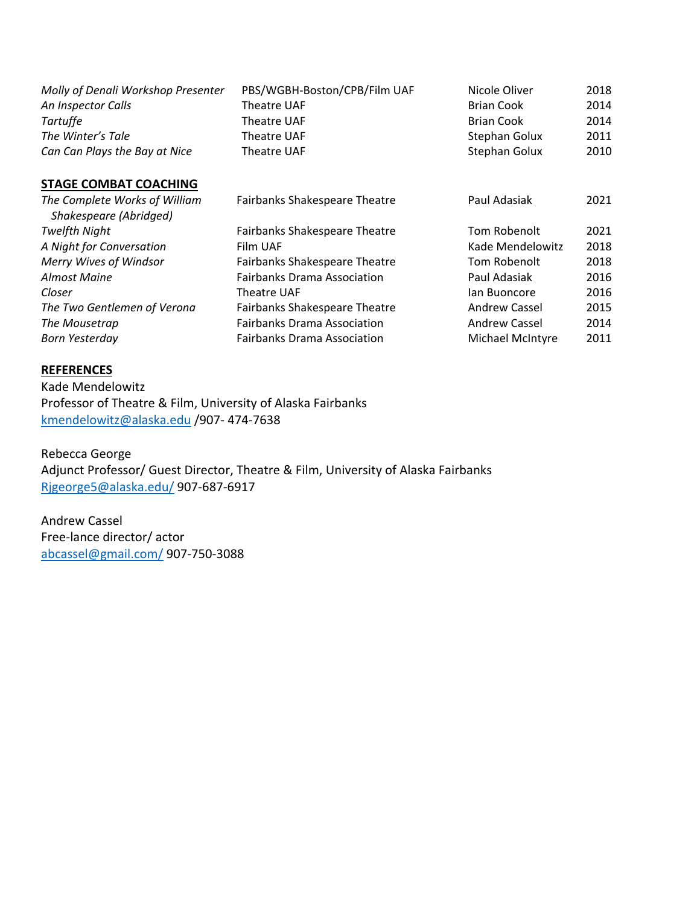| | | | |
|---|---|---|---|
| *Molly of Denali Workshop Presenter* | PBS/WGBH-Boston/CPB/Film UAF | Nicole Oliver | 2018 |
| *An Inspector Calls* | Theatre UAF | Brian Cook | 2014 |
| *Tartuffe* | Theatre UAF | Brian Cook | 2014 |
| *The Winter's Tale* | Theatre UAF | Stephan Golux | 2011 |
| *Can Can Plays the Bay at Nice* | Theatre UAF | Stephan Golux | 2010 |

## STAGE COMBAT COACHING

| | | | |
|---|---|---|---|
| *The Complete Works of William Shakespeare (Abridged)* | Fairbanks Shakespeare Theatre | Paul Adasiak | 2021 |
| *Twelfth Night* | Fairbanks Shakespeare Theatre | Tom Robenolt | 2021 |
| *A Night for Conversation* | Film UAF | Kade Mendelowitz | 2018 |
| *Merry Wives of Windsor* | Fairbanks Shakespeare Theatre | Tom Robenolt | 2018 |
| *Almost Maine* | Fairbanks Drama Association | Paul Adasiak | 2016 |
| *Closer* | Theatre UAF | Ian Buoncore | 2016 |
| *The Two Gentlemen of Verona* | Fairbanks Shakespeare Theatre | Andrew Cassel | 2015 |
| *The Mousetrap* | Fairbanks Drama Association | Andrew Cassel | 2014 |
| *Born Yesterday* | Fairbanks Drama Association | Michael McIntyre | 2011 |

## REFERENCES

Kade Mendelowitz
Professor of Theatre & Film, University of Alaska Fairbanks
kmendelowitz@alaska.edu /907- 474-7638

Rebecca George
Adjunct Professor/ Guest Director, Theatre & Film, University of Alaska Fairbanks
Rjgeorge5@alaska.edu/ 907-687-6917

Andrew Cassel
Free-lance director/ actor
abcassel@gmail.com/ 907-750-3088